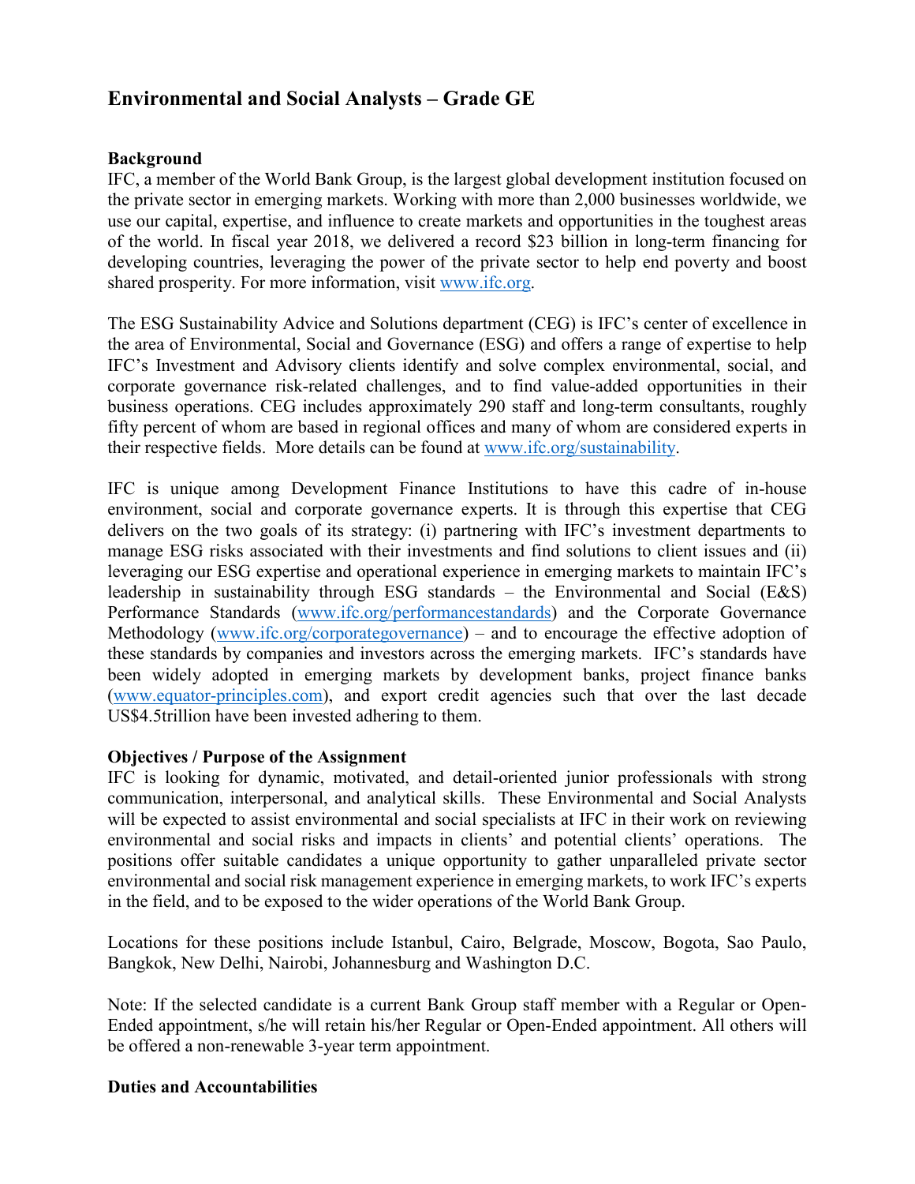# Environmental and Social Analysts – Grade GE

**Background**

IFC, a member of the World Bank Group, is the largest global development institution focused on the private sector in emerging markets. Working with more than 2,000 businesses worldwide, we use our capital, expertise, and influence to create markets and opportunities in the toughest areas of the world. In fiscal year 2018, we delivered a record $23 billion in long-term financing for developing countries, leveraging the power of the private sector to help end poverty and boost shared prosperity. For more information, visit [www.ifc.org](www.ifc.org).

The ESG Sustainability Advice and Solutions department (CEG) is IFC's center of excellence in the area of Environmental, Social and Governance (ESG) and offers a range of expertise to help IFC's Investment and Advisory clients identify and solve complex environmental, social, and corporate governance risk-related challenges, and to find value-added opportunities in their business operations. CEG includes approximately 290 staff and long-term consultants, roughly fifty percent of whom are based in regional offices and many of whom are considered experts in their respective fields. More details can be found at [www.ifc.org/sustainability](www.ifc.org/sustainability).

IFC is unique among Development Finance Institutions to have this cadre of in-house environment, social and corporate governance experts. It is through this expertise that CEG delivers on the two goals of its strategy: (i) partnering with IFC's investment departments to manage ESG risks associated with their investments and find solutions to client issues and (ii) leveraging our ESG expertise and operational experience in emerging markets to maintain IFC's leadership in sustainability through ESG standards – the Environmental and Social (E&S) Performance Standards ([www.ifc.org/performancestandards](www.ifc.org/performancestandards)) and the Corporate Governance Methodology ([www.ifc.org/corporategovernance](www.ifc.org/corporategovernance)) – and to encourage the effective adoption of these standards by companies and investors across the emerging markets. IFC's standards have been widely adopted in emerging markets by development banks, project finance banks ([www.equator-principles.com](www.equator-principles.com)), and export credit agencies such that over the last decade US$4.5trillion have been invested adhering to them.

**Objectives / Purpose of the Assignment**

IFC is looking for dynamic, motivated, and detail-oriented junior professionals with strong communication, interpersonal, and analytical skills. These Environmental and Social Analysts will be expected to assist environmental and social specialists at IFC in their work on reviewing environmental and social risks and impacts in clients' and potential clients' operations. The positions offer suitable candidates a unique opportunity to gather unparalleled private sector environmental and social risk management experience in emerging markets, to work IFC's experts in the field, and to be exposed to the wider operations of the World Bank Group.

Locations for these positions include Istanbul, Cairo, Belgrade, Moscow, Bogota, Sao Paulo, Bangkok, New Delhi, Nairobi, Johannesburg and Washington D.C.

Note: If the selected candidate is a current Bank Group staff member with a Regular or Open-Ended appointment, s/he will retain his/her Regular or Open-Ended appointment. All others will be offered a non-renewable 3-year term appointment.

**Duties and Accountabilities**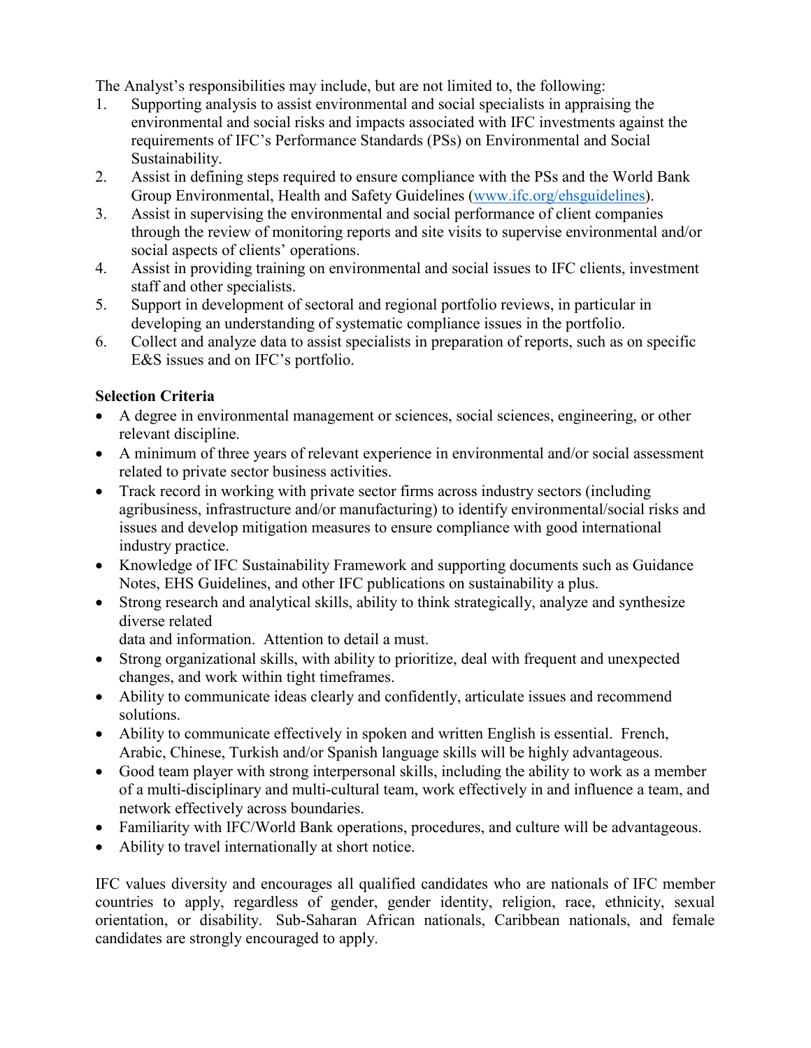The Analyst's responsibilities may include, but are not limited to, the following:

1. Supporting analysis to assist environmental and social specialists in appraising the environmental and social risks and impacts associated with IFC investments against the requirements of IFC's Performance Standards (PSs) on Environmental and Social Sustainability.
2. Assist in defining steps required to ensure compliance with the PSs and the World Bank Group Environmental, Health and Safety Guidelines ([www.ifc.org/ehsguidelines](www.ifc.org/ehsguidelines)).
3. Assist in supervising the environmental and social performance of client companies through the review of monitoring reports and site visits to supervise environmental and/or social aspects of clients' operations.
4. Assist in providing training on environmental and social issues to IFC clients, investment staff and other specialists.
5. Support in development of sectoral and regional portfolio reviews, in particular in developing an understanding of systematic compliance issues in the portfolio.
6. Collect and analyze data to assist specialists in preparation of reports, such as on specific E&S issues and on IFC's portfolio.

**Selection Criteria**

- A degree in environmental management or sciences, social sciences, engineering, or other relevant discipline.
- A minimum of three years of relevant experience in environmental and/or social assessment related to private sector business activities.
- Track record in working with private sector firms across industry sectors (including agribusiness, infrastructure and/or manufacturing) to identify environmental/social risks and issues and develop mitigation measures to ensure compliance with good international industry practice.
- Knowledge of IFC Sustainability Framework and supporting documents such as Guidance Notes, EHS Guidelines, and other IFC publications on sustainability a plus.
- Strong research and analytical skills, ability to think strategically, analyze and synthesize diverse related data and information. Attention to detail a must.
- Strong organizational skills, with ability to prioritize, deal with frequent and unexpected changes, and work within tight timeframes.
- Ability to communicate ideas clearly and confidently, articulate issues and recommend solutions.
- Ability to communicate effectively in spoken and written English is essential. French, Arabic, Chinese, Turkish and/or Spanish language skills will be highly advantageous.
- Good team player with strong interpersonal skills, including the ability to work as a member of a multi-disciplinary and multi-cultural team, work effectively in and influence a team, and network effectively across boundaries.
- Familiarity with IFC/World Bank operations, procedures, and culture will be advantageous.
- Ability to travel internationally at short notice.

IFC values diversity and encourages all qualified candidates who are nationals of IFC member countries to apply, regardless of gender, gender identity, religion, race, ethnicity, sexual orientation, or disability. Sub-Saharan African nationals, Caribbean nationals, and female candidates are strongly encouraged to apply.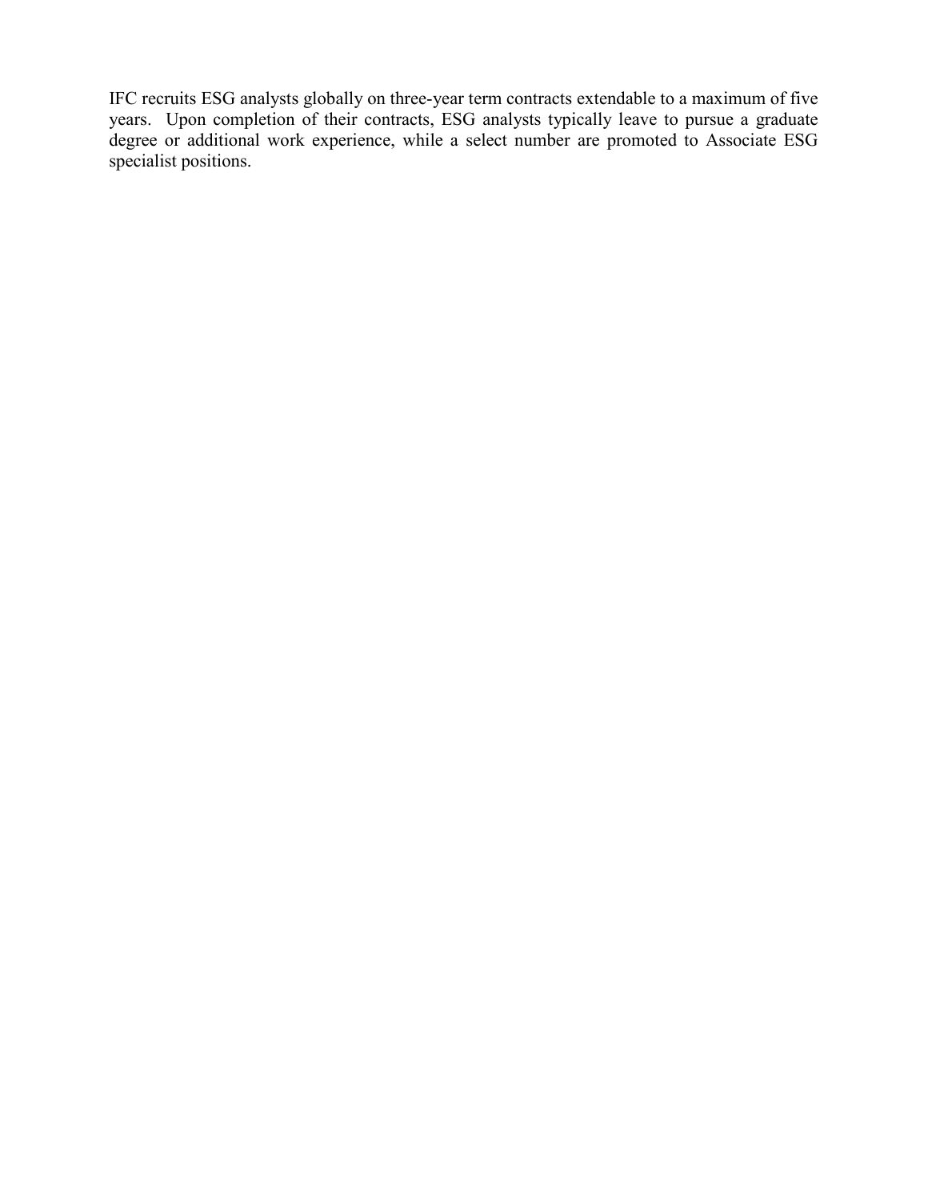IFC recruits ESG analysts globally on three-year term contracts extendable to a maximum of five years. Upon completion of their contracts, ESG analysts typically leave to pursue a graduate degree or additional work experience, while a select number are promoted to Associate ESG specialist positions.